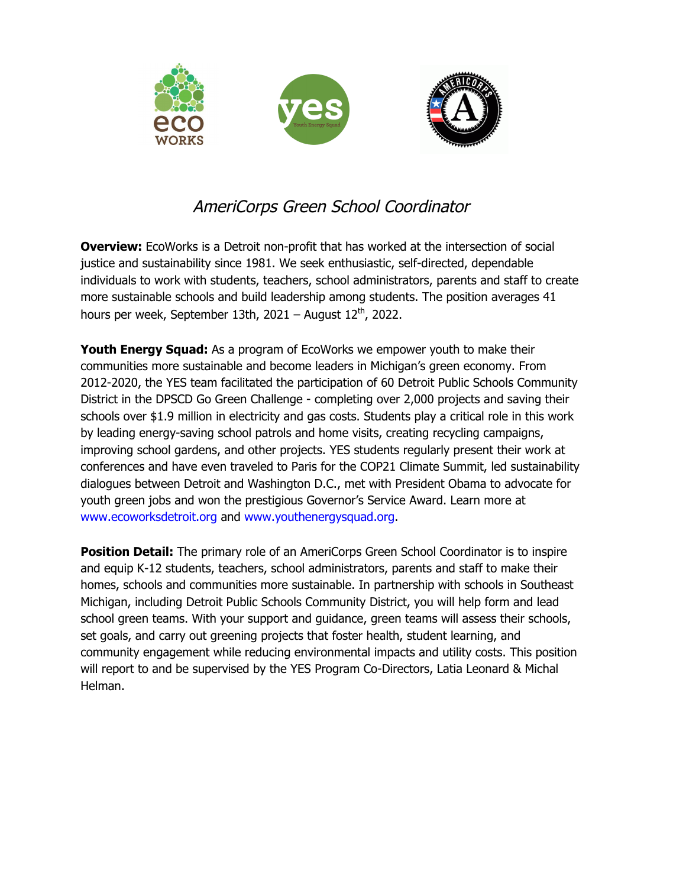# *AmeriCorps Green School Coordinator*

**Overview:** EcoWorks is a Detroit non-profit that has worked at the intersection of social justice and sustainability since 1981. We seek enthusiastic, self-directed, dependable individuals to work with students, teachers, school administrators, parents and staff to create more sustainable schools and build leadership among students. The position averages 41 hours per week, September 13th, 2021 – August 12th, 2022.

**Youth Energy Squad:** As a program of EcoWorks we empower youth to make their communities more sustainable and become leaders in Michigan's green economy. From 2012-2020, the YES team facilitated the participation of 60 Detroit Public Schools Community District in the DPSCD Go Green Challenge - completing over 2,000 projects and saving their schools over $1.9 million in electricity and gas costs. Students play a critical role in this work by leading energy-saving school patrols and home visits, creating recycling campaigns, improving school gardens, and other projects. YES students regularly present their work at conferences and have even traveled to Paris for the COP21 Climate Summit, led sustainability dialogues between Detroit and Washington D.C., met with President Obama to advocate for youth green jobs and won the prestigious Governor's Service Award. Learn more at www.ecoworksdetroit.org and www.youthenergysquad.org.

**Position Detail:** The primary role of an AmeriCorps Green School Coordinator is to inspire and equip K-12 students, teachers, school administrators, parents and staff to make their homes, schools and communities more sustainable. In partnership with schools in Southeast Michigan, including Detroit Public Schools Community District, you will help form and lead school green teams. With your support and guidance, green teams will assess their schools, set goals, and carry out greening projects that foster health, student learning, and community engagement while reducing environmental impacts and utility costs. This position will report to and be supervised by the YES Program Co-Directors, Latia Leonard & Michal Helman.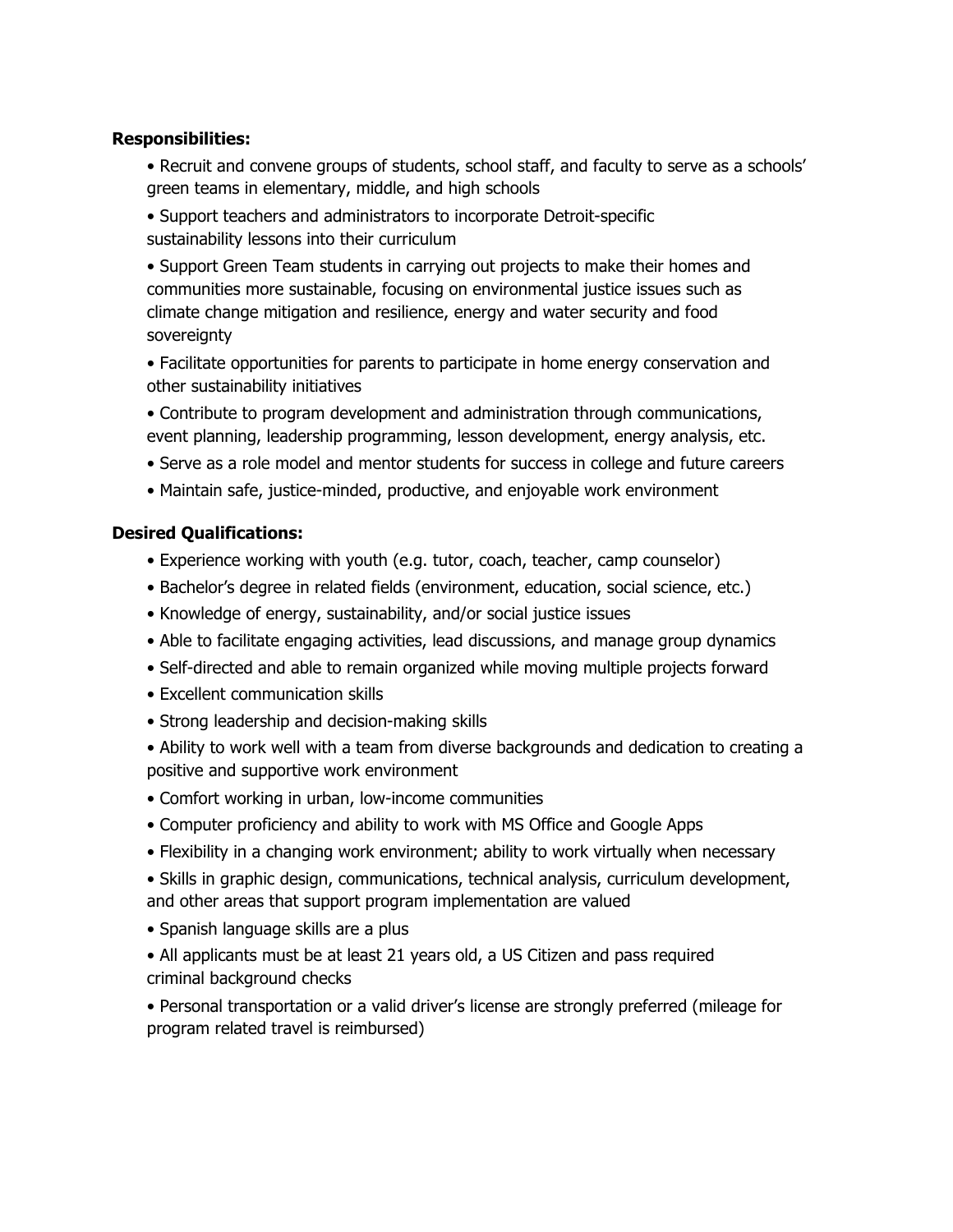**Responsibilities:**

- Recruit and convene groups of students, school staff, and faculty to serve as a schools' green teams in elementary, middle, and high schools
- Support teachers and administrators to incorporate Detroit-specific sustainability lessons into their curriculum
- Support Green Team students in carrying out projects to make their homes and communities more sustainable, focusing on environmental justice issues such as climate change mitigation and resilience, energy and water security and food sovereignty
- Facilitate opportunities for parents to participate in home energy conservation and other sustainability initiatives
- Contribute to program development and administration through communications, event planning, leadership programming, lesson development, energy analysis, etc.
- Serve as a role model and mentor students for success in college and future careers
- Maintain safe, justice-minded, productive, and enjoyable work environment

**Desired Qualifications:**

- Experience working with youth (e.g. tutor, coach, teacher, camp counselor)
- Bachelor's degree in related fields (environment, education, social science, etc.)
- Knowledge of energy, sustainability, and/or social justice issues
- Able to facilitate engaging activities, lead discussions, and manage group dynamics
- Self-directed and able to remain organized while moving multiple projects forward
- Excellent communication skills
- Strong leadership and decision-making skills
- Ability to work well with a team from diverse backgrounds and dedication to creating a positive and supportive work environment
- Comfort working in urban, low-income communities
- Computer proficiency and ability to work with MS Office and Google Apps
- Flexibility in a changing work environment; ability to work virtually when necessary
- Skills in graphic design, communications, technical analysis, curriculum development, and other areas that support program implementation are valued
- Spanish language skills are a plus
- All applicants must be at least 21 years old, a US Citizen and pass required criminal background checks
- Personal transportation or a valid driver's license are strongly preferred (mileage for program related travel is reimbursed)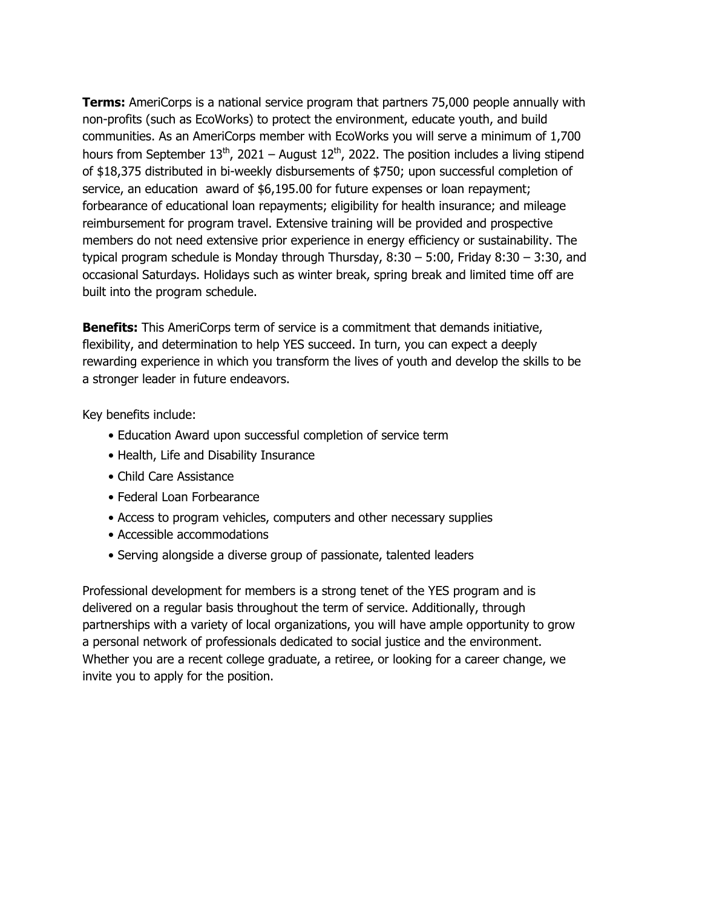**Terms:** AmeriCorps is a national service program that partners 75,000 people annually with non-profits (such as EcoWorks) to protect the environment, educate youth, and build communities. As an AmeriCorps member with EcoWorks you will serve a minimum of 1,700 hours from September 13th, 2021 – August 12th, 2022. The position includes a living stipend of $18,375 distributed in bi-weekly disbursements of $750; upon successful completion of service, an education award of $6,195.00 for future expenses or loan repayment; forbearance of educational loan repayments; eligibility for health insurance; and mileage reimbursement for program travel. Extensive training will be provided and prospective members do not need extensive prior experience in energy efficiency or sustainability. The typical program schedule is Monday through Thursday, 8:30 – 5:00, Friday 8:30 – 3:30, and occasional Saturdays. Holidays such as winter break, spring break and limited time off are built into the program schedule.

**Benefits:** This AmeriCorps term of service is a commitment that demands initiative, flexibility, and determination to help YES succeed. In turn, you can expect a deeply rewarding experience in which you transform the lives of youth and develop the skills to be a stronger leader in future endeavors.

Key benefits include:

- Education Award upon successful completion of service term
- Health, Life and Disability Insurance
- Child Care Assistance
- Federal Loan Forbearance
- Access to program vehicles, computers and other necessary supplies
- Accessible accommodations
- Serving alongside a diverse group of passionate, talented leaders

Professional development for members is a strong tenet of the YES program and is delivered on a regular basis throughout the term of service. Additionally, through partnerships with a variety of local organizations, you will have ample opportunity to grow a personal network of professionals dedicated to social justice and the environment. Whether you are a recent college graduate, a retiree, or looking for a career change, we invite you to apply for the position.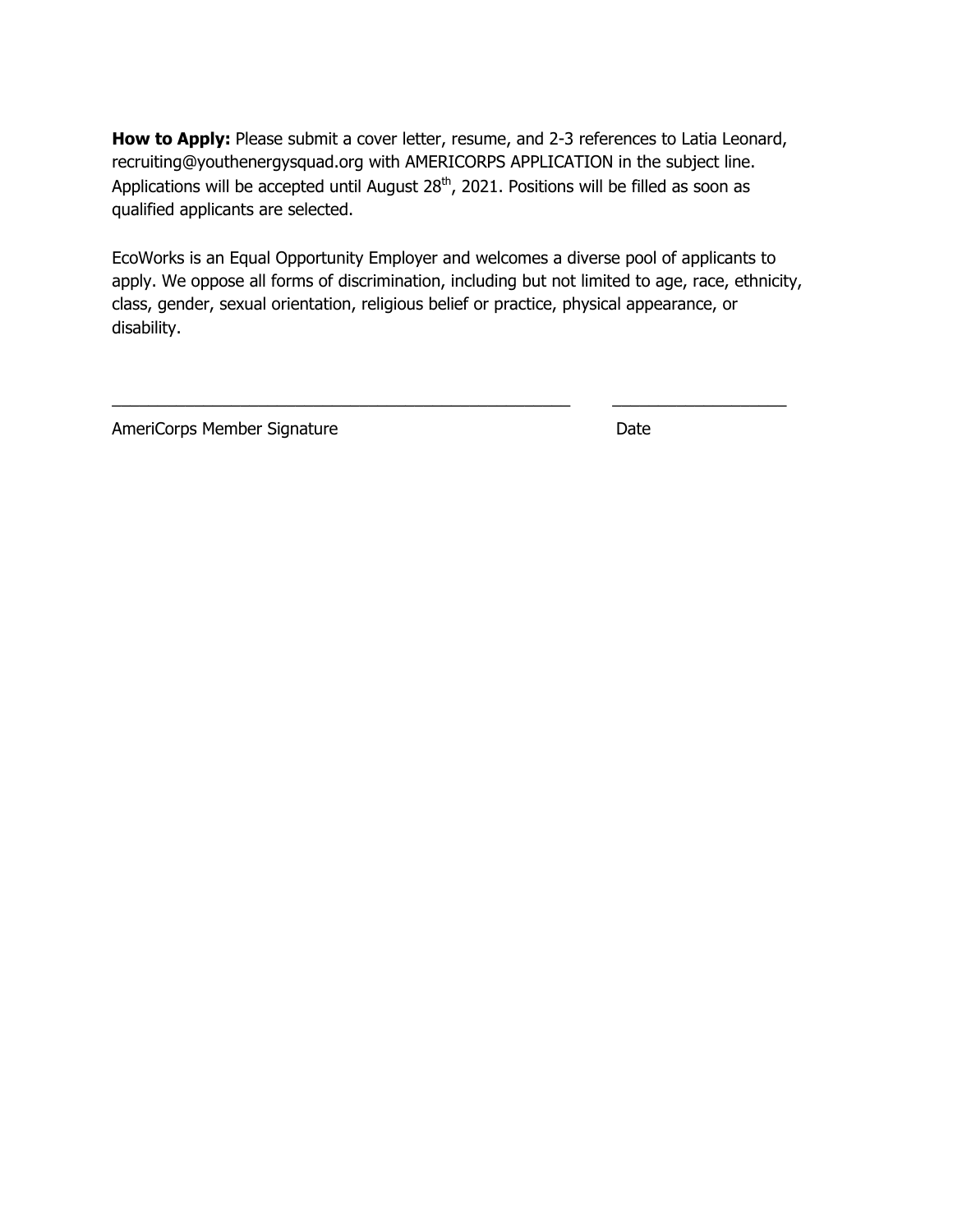**How to Apply:** Please submit a cover letter, resume, and 2-3 references to Latia Leonard, recruiting@youthenergysquad.org with AMERICORPS APPLICATION in the subject line. Applications will be accepted until August 28th, 2021. Positions will be filled as soon as qualified applicants are selected.

EcoWorks is an Equal Opportunity Employer and welcomes a diverse pool of applicants to apply. We oppose all forms of discrimination, including but not limited to age, race, ethnicity, class, gender, sexual orientation, religious belief or practice, physical appearance, or disability.

_____________________________________________________ ____________________

AmeriCorps Member Signature Date